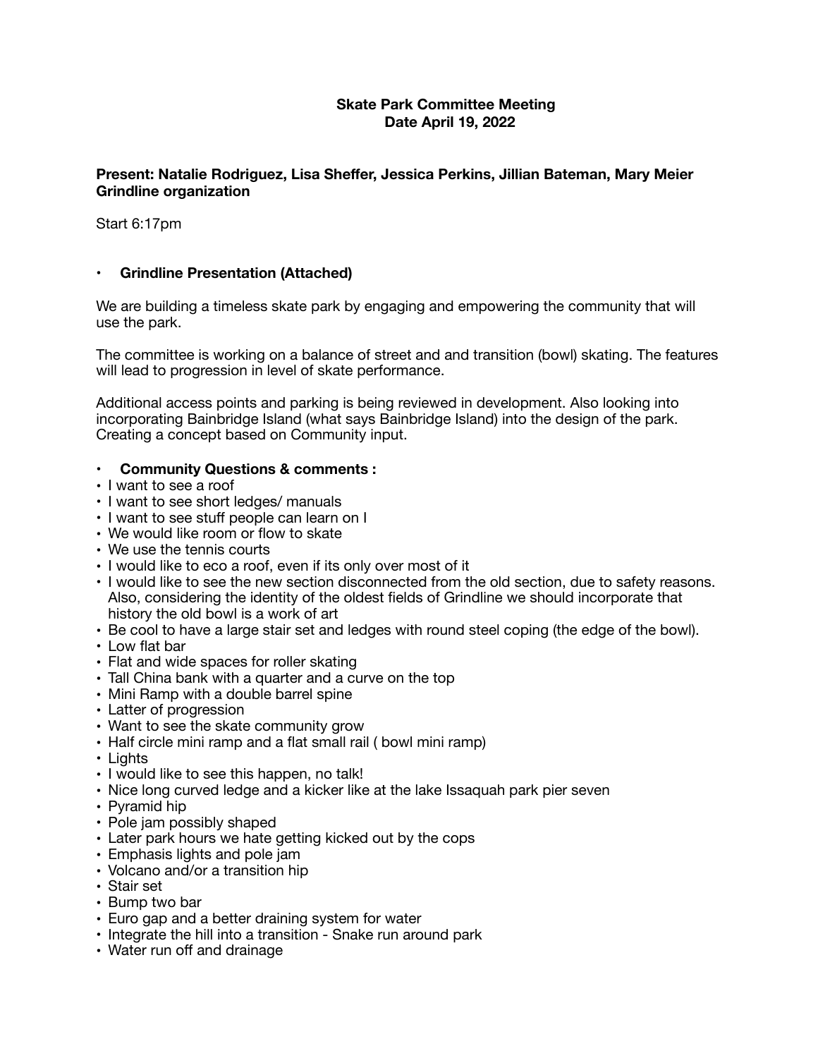**Skate Park Committee Meeting**
**Date April 19, 2022**

**Present: Natalie Rodriguez, Lisa Sheffer, Jessica Perkins, Jillian Bateman, Mary Meier Grindline organization**

Start 6:17pm

- **Grindline Presentation (Attached)**

We are building a timeless skate park by engaging and empowering the community that will use the park.

The committee is working on a balance of street and and transition (bowl) skating. The features will lead to progression in level of skate performance.

Additional access points and parking is being reviewed in development. Also looking into incorporating Bainbridge Island (what says Bainbridge Island) into the design of the park. Creating a concept based on Community input.

- **Community Questions & comments :**
- I want to see a roof
- I want to see short ledges/ manuals
- I want to see stuff people can learn on I
- We would like room or flow to skate
- We use the tennis courts
- I would like to eco a roof, even if its only over most of it
- I would like to see the new section disconnected from the old section, due to safety reasons. Also, considering the identity of the oldest fields of Grindline we should incorporate that history the old bowl is a work of art
- Be cool to have a large stair set and ledges with round steel coping (the edge of the bowl).
- Low flat bar
- Flat and wide spaces for roller skating
- Tall China bank with a quarter and a curve on the top
- Mini Ramp with a double barrel spine
- Latter of progression
- Want to see the skate community grow
- Half circle mini ramp and a flat small rail ( bowl mini ramp)
- Lights
- I would like to see this happen, no talk!
- Nice long curved ledge and a kicker like at the lake Issaquah park pier seven
- Pyramid hip
- Pole jam possibly shaped
- Later park hours we hate getting kicked out by the cops
- Emphasis lights and pole jam
- Volcano and/or a transition hip
- Stair set
- Bump two bar
- Euro gap and a better draining system for water
- Integrate the hill into a transition - Snake run around park
- Water run off and drainage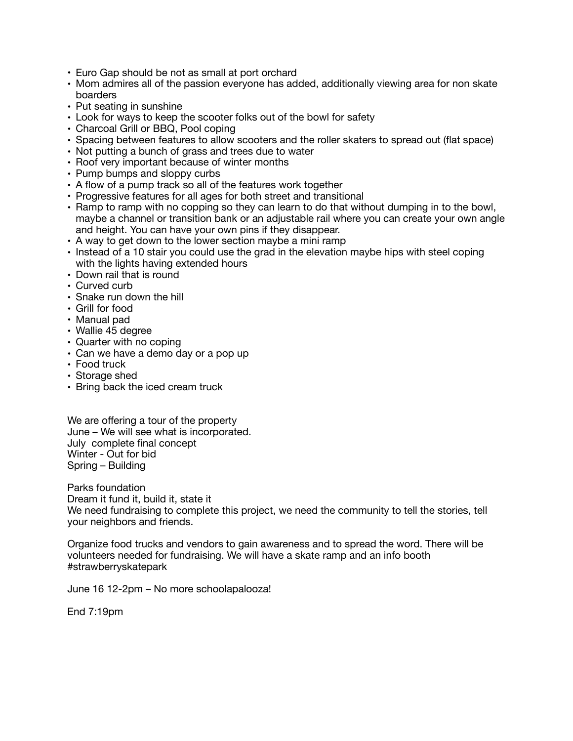- Euro Gap should be not as small at port orchard
- Mom admires all of the passion everyone has added, additionally viewing area for non skate boarders
- Put seating in sunshine
- Look for ways to keep the scooter folks out of the bowl for safety
- Charcoal Grill or BBQ, Pool coping
- Spacing between features to allow scooters and the roller skaters to spread out (flat space)
- Not putting a bunch of grass and trees due to water
- Roof very important because of winter months
- Pump bumps and sloppy curbs
- A flow of a pump track so all of the features work together
- Progressive features for all ages for both street and transitional
- Ramp to ramp with no copping so they can learn to do that without dumping in to the bowl, maybe a channel or transition bank or an adjustable rail where you can create your own angle and height. You can have your own pins if they disappear.
- A way to get down to the lower section maybe a mini ramp
- Instead of a 10 stair you could use the grad in the elevation maybe hips with steel coping with the lights having extended hours
- Down rail that is round
- Curved curb
- Snake run down the hill
- Grill for food
- Manual pad
- Wallie 45 degree
- Quarter with no coping
- Can we have a demo day or a pop up
- Food truck
- Storage shed
- Bring back the iced cream truck

We are offering a tour of the property
June – We will see what is incorporated.
July complete final concept
Winter - Out for bid
Spring – Building

Parks foundation
Dream it fund it, build it, state it
We need fundraising to complete this project, we need the community to tell the stories, tell your neighbors and friends.

Organize food trucks and vendors to gain awareness and to spread the word. There will be volunteers needed for fundraising. We will have a skate ramp and an info booth #strawberryskatepark

June 16 12-2pm – No more schoolapalooza!

End 7:19pm